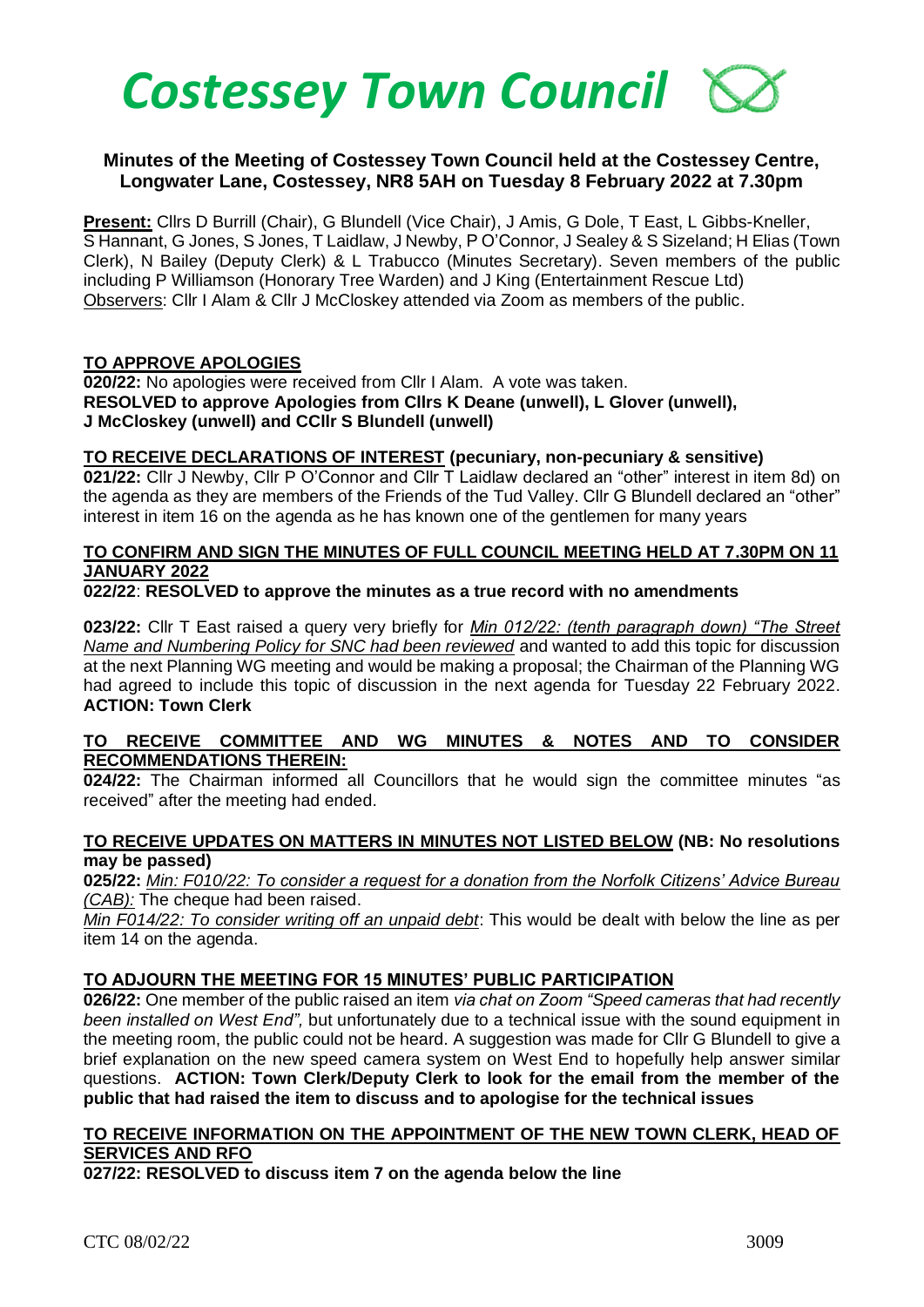# *Costessey Town Council*

## Minutes of the Meeting of Costessey Town Council held at the Costessey Centre, Longwater Lane, Costessey, NR8 5AH on Tuesday 8 February 2022 at 7.30pm

**Present:** Cllrs D Burrill (Chair), G Blundell (Vice Chair), J Amis, G Dole, T East, L Gibbs-Kneller, S Hannant, G Jones, S Jones, T Laidlaw, J Newby, P O'Connor, J Sealey & S Sizeland; H Elias (Town Clerk), N Bailey (Deputy Clerk) & L Trabucco (Minutes Secretary). Seven members of the public including P Williamson (Honorary Tree Warden) and J King (Entertainment Rescue Ltd)

Observers: Cllr I Alam & Cllr J McCloskey attended via Zoom as members of the public.

### TO APPROVE APOLOGIES

**020/22:** No apologies were received from Cllr I Alam. A vote was taken.
**RESOLVED to approve Apologies from Cllrs K Deane (unwell), L Glover (unwell), J McCloskey (unwell) and CCllr S Blundell (unwell)**

### TO RECEIVE DECLARATIONS OF INTEREST (pecuniary, non-pecuniary & sensitive)

**021/22:** Cllr J Newby, Cllr P O'Connor and Cllr T Laidlaw declared an "other" interest in item 8d) on the agenda as they are members of the Friends of the Tud Valley. Cllr G Blundell declared an "other" interest in item 16 on the agenda as he has known one of the gentlemen for many years

### TO CONFIRM AND SIGN THE MINUTES OF FULL COUNCIL MEETING HELD AT 7.30PM ON 11 JANUARY 2022

**022/22**: **RESOLVED to approve the minutes as a true record with no amendments**

**023/22:** Cllr T East raised a query very briefly for *Min 012/22: (tenth paragraph down) "The Street Name and Numbering Policy for SNC had been reviewed* and wanted to add this topic for discussion at the next Planning WG meeting and would be making a proposal; the Chairman of the Planning WG had agreed to include this topic of discussion in the next agenda for Tuesday 22 February 2022. **ACTION: Town Clerk**

### TO RECEIVE COMMITTEE AND WG MINUTES & NOTES AND TO CONSIDER RECOMMENDATIONS THEREIN:

**024/22:** The Chairman informed all Councillors that he would sign the committee minutes "as received" after the meeting had ended.

### TO RECEIVE UPDATES ON MATTERS IN MINUTES NOT LISTED BELOW (NB: No resolutions may be passed)

**025/22:** *Min: F010/22: To consider a request for a donation from the Norfolk Citizens' Advice Bureau (CAB):* The cheque had been raised.

*Min F014/22: To consider writing off an unpaid debt*: This would be dealt with below the line as per item 14 on the agenda.

### TO ADJOURN THE MEETING FOR 15 MINUTES' PUBLIC PARTICIPATION

**026/22:** One member of the public raised an item *via chat on Zoom "Speed cameras that had recently been installed on West End",* but unfortunately due to a technical issue with the sound equipment in the meeting room, the public could not be heard. A suggestion was made for Cllr G Blundell to give a brief explanation on the new speed camera system on West End to hopefully help answer similar questions. **ACTION: Town Clerk/Deputy Clerk to look for the email from the member of the public that had raised the item to discuss and to apologise for the technical issues**

### TO RECEIVE INFORMATION ON THE APPOINTMENT OF THE NEW TOWN CLERK, HEAD OF SERVICES AND RFO

**027/22: RESOLVED to discuss item 7 on the agenda below the line**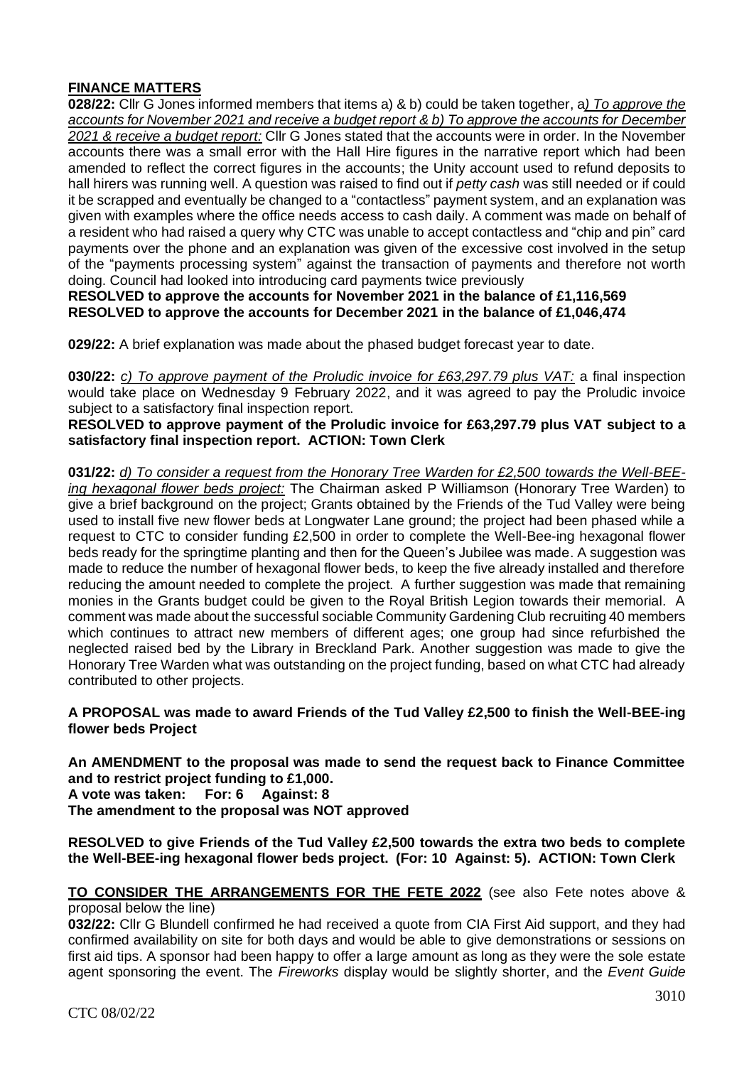## FINANCE MATTERS

**028/22:** Cllr G Jones informed members that items a) & b) could be taken together, a*) To approve the accounts for November 2021 and receive a budget report & b) To approve the accounts for December 2021 & receive a budget report:* Cllr G Jones stated that the accounts were in order. In the November accounts there was a small error with the Hall Hire figures in the narrative report which had been amended to reflect the correct figures in the accounts; the Unity account used to refund deposits to hall hirers was running well. A question was raised to find out if *petty cash* was still needed or if could it be scrapped and eventually be changed to a "contactless" payment system, and an explanation was given with examples where the office needs access to cash daily. A comment was made on behalf of a resident who had raised a query why CTC was unable to accept contactless and "chip and pin" card payments over the phone and an explanation was given of the excessive cost involved in the setup of the "payments processing system" against the transaction of payments and therefore not worth doing. Council had looked into introducing card payments twice previously

**RESOLVED to approve the accounts for November 2021 in the balance of £1,116,569**
**RESOLVED to approve the accounts for December 2021 in the balance of £1,046,474**

**029/22:** A brief explanation was made about the phased budget forecast year to date.

**030/22:** *c) To approve payment of the Proludic invoice for £63,297.79 plus VAT:* a final inspection would take place on Wednesday 9 February 2022, and it was agreed to pay the Proludic invoice subject to a satisfactory final inspection report.

**RESOLVED to approve payment of the Proludic invoice for £63,297.79 plus VAT subject to a satisfactory final inspection report. ACTION: Town Clerk**

**031/22:** *d) To consider a request from the Honorary Tree Warden for £2,500 towards the Well-BEE-ing hexagonal flower beds project:* The Chairman asked P Williamson (Honorary Tree Warden) to give a brief background on the project; Grants obtained by the Friends of the Tud Valley were being used to install five new flower beds at Longwater Lane ground; the project had been phased while a request to CTC to consider funding £2,500 in order to complete the Well-Bee-ing hexagonal flower beds ready for the springtime planting and then for the Queen's Jubilee was made. A suggestion was made to reduce the number of hexagonal flower beds, to keep the five already installed and therefore reducing the amount needed to complete the project. A further suggestion was made that remaining monies in the Grants budget could be given to the Royal British Legion towards their memorial. A comment was made about the successful sociable Community Gardening Club recruiting 40 members which continues to attract new members of different ages; one group had since refurbished the neglected raised bed by the Library in Breckland Park. Another suggestion was made to give the Honorary Tree Warden what was outstanding on the project funding, based on what CTC had already contributed to other projects.

**A PROPOSAL was made to award Friends of the Tud Valley £2,500 to finish the Well-BEE-ing flower beds Project**

**An AMENDMENT to the proposal was made to send the request back to Finance Committee and to restrict project funding to £1,000.**
**A vote was taken: For: 6 Against: 8**
**The amendment to the proposal was NOT approved**

**RESOLVED to give Friends of the Tud Valley £2,500 towards the extra two beds to complete the Well-BEE-ing hexagonal flower beds project. (For: 10 Against: 5). ACTION: Town Clerk**

**TO CONSIDER THE ARRANGEMENTS FOR THE FETE 2022** (see also Fete notes above & proposal below the line)

**032/22:** Cllr G Blundell confirmed he had received a quote from CIA First Aid support, and they had confirmed availability on site for both days and would be able to give demonstrations or sessions on first aid tips. A sponsor had been happy to offer a large amount as long as they were the sole estate agent sponsoring the event. The *Fireworks* display would be slightly shorter, and the *Event Guide*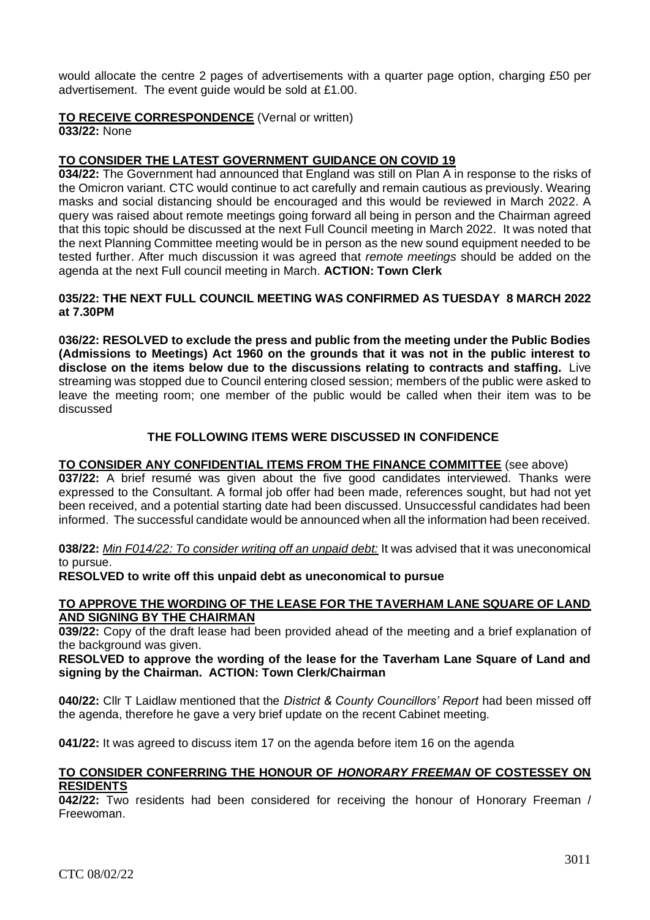would allocate the centre 2 pages of advertisements with a quarter page option, charging £50 per advertisement. The event guide would be sold at £1.00.

**TO RECEIVE CORRESPONDENCE** (Vernal or written)

**033/22:** None

**TO CONSIDER THE LATEST GOVERNMENT GUIDANCE ON COVID 19**

**034/22:** The Government had announced that England was still on Plan A in response to the risks of the Omicron variant. CTC would continue to act carefully and remain cautious as previously. Wearing masks and social distancing should be encouraged and this would be reviewed in March 2022. A query was raised about remote meetings going forward all being in person and the Chairman agreed that this topic should be discussed at the next Full Council meeting in March 2022. It was noted that the next Planning Committee meeting would be in person as the new sound equipment needed to be tested further. After much discussion it was agreed that *remote meetings* should be added on the agenda at the next Full council meeting in March. **ACTION: Town Clerk**

**035/22: THE NEXT FULL COUNCIL MEETING WAS CONFIRMED AS TUESDAY 8 MARCH 2022 at 7.30PM**

**036/22: RESOLVED to exclude the press and public from the meeting under the Public Bodies (Admissions to Meetings) Act 1960 on the grounds that it was not in the public interest to disclose on the items below due to the discussions relating to contracts and staffing.** Live streaming was stopped due to Council entering closed session; members of the public were asked to leave the meeting room; one member of the public would be called when their item was to be discussed

**THE FOLLOWING ITEMS WERE DISCUSSED IN CONFIDENCE**

**TO CONSIDER ANY CONFIDENTIAL ITEMS FROM THE FINANCE COMMITTEE** (see above)

**037/22:** A brief resumé was given about the five good candidates interviewed. Thanks were expressed to the Consultant. A formal job offer had been made, references sought, but had not yet been received, and a potential starting date had been discussed. Unsuccessful candidates had been informed. The successful candidate would be announced when all the information had been received.

**038/22:** *Min F014/22: To consider writing off an unpaid debt:* It was advised that it was uneconomical to pursue.

**RESOLVED to write off this unpaid debt as uneconomical to pursue**

**TO APPROVE THE WORDING OF THE LEASE FOR THE TAVERHAM LANE SQUARE OF LAND AND SIGNING BY THE CHAIRMAN**

**039/22:** Copy of the draft lease had been provided ahead of the meeting and a brief explanation of the background was given.

**RESOLVED to approve the wording of the lease for the Taverham Lane Square of Land and signing by the Chairman. ACTION: Town Clerk/Chairman**

**040/22:** Cllr T Laidlaw mentioned that the *District & County Councillors' Report* had been missed off the agenda, therefore he gave a very brief update on the recent Cabinet meeting.

**041/22:** It was agreed to discuss item 17 on the agenda before item 16 on the agenda

**TO CONSIDER CONFERRING THE HONOUR OF *HONORARY FREEMAN* OF COSTESSEY ON RESIDENTS**

**042/22:** Two residents had been considered for receiving the honour of Honorary Freeman / Freewoman.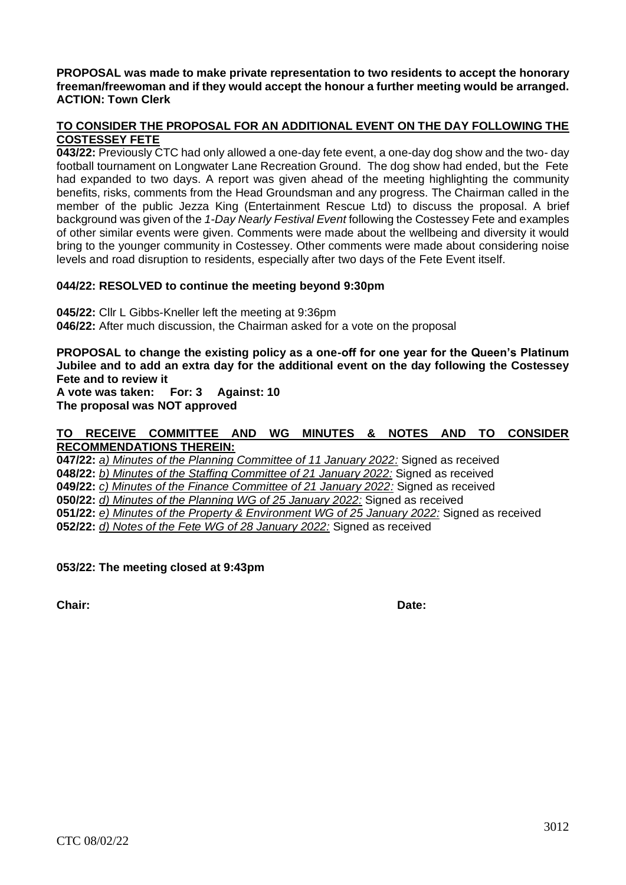**PROPOSAL was made to make private representation to two residents to accept the honorary freeman/freewoman and if they would accept the honour a further meeting would be arranged. ACTION: Town Clerk**

## TO CONSIDER THE PROPOSAL FOR AN ADDITIONAL EVENT ON THE DAY FOLLOWING THE COSTESSEY FETE

**043/22:** Previously CTC had only allowed a one-day fete event, a one-day dog show and the two- day football tournament on Longwater Lane Recreation Ground. The dog show had ended, but the Fete had expanded to two days. A report was given ahead of the meeting highlighting the community benefits, risks, comments from the Head Groundsman and any progress. The Chairman called in the member of the public Jezza King (Entertainment Rescue Ltd) to discuss the proposal. A brief background was given of the *1-Day Nearly Festival Event* following the Costessey Fete and examples of other similar events were given. Comments were made about the wellbeing and diversity it would bring to the younger community in Costessey. Other comments were made about considering noise levels and road disruption to residents, especially after two days of the Fete Event itself.

**044/22: RESOLVED to continue the meeting beyond 9:30pm**

**045/22:** Cllr L Gibbs-Kneller left the meeting at 9:36pm
**046/22:** After much discussion, the Chairman asked for a vote on the proposal

**PROPOSAL to change the existing policy as a one-off for one year for the Queen's Platinum Jubilee and to add an extra day for the additional event on the day following the Costessey Fete and to review it**
**A vote was taken: For: 3 Against: 10**
**The proposal was NOT approved**

## TO RECEIVE COMMITTEE AND WG MINUTES & NOTES AND TO CONSIDER RECOMMENDATIONS THEREIN:

**047/22:** *a) Minutes of the Planning Committee of 11 January 2022:* Signed as received
**048/22:** *b) Minutes of the Staffing Committee of 21 January 2022:* Signed as received
**049/22:** *c) Minutes of the Finance Committee of 21 January 2022:* Signed as received
**050/22:** *d) Minutes of the Planning WG of 25 January 2022:* Signed as received
**051/22:** *e) Minutes of the Property & Environment WG of 25 January 2022:* Signed as received
**052/22:** *d) Notes of the Fete WG of 28 January 2022:* Signed as received

**053/22: The meeting closed at 9:43pm**

**Chair:** **Date:**